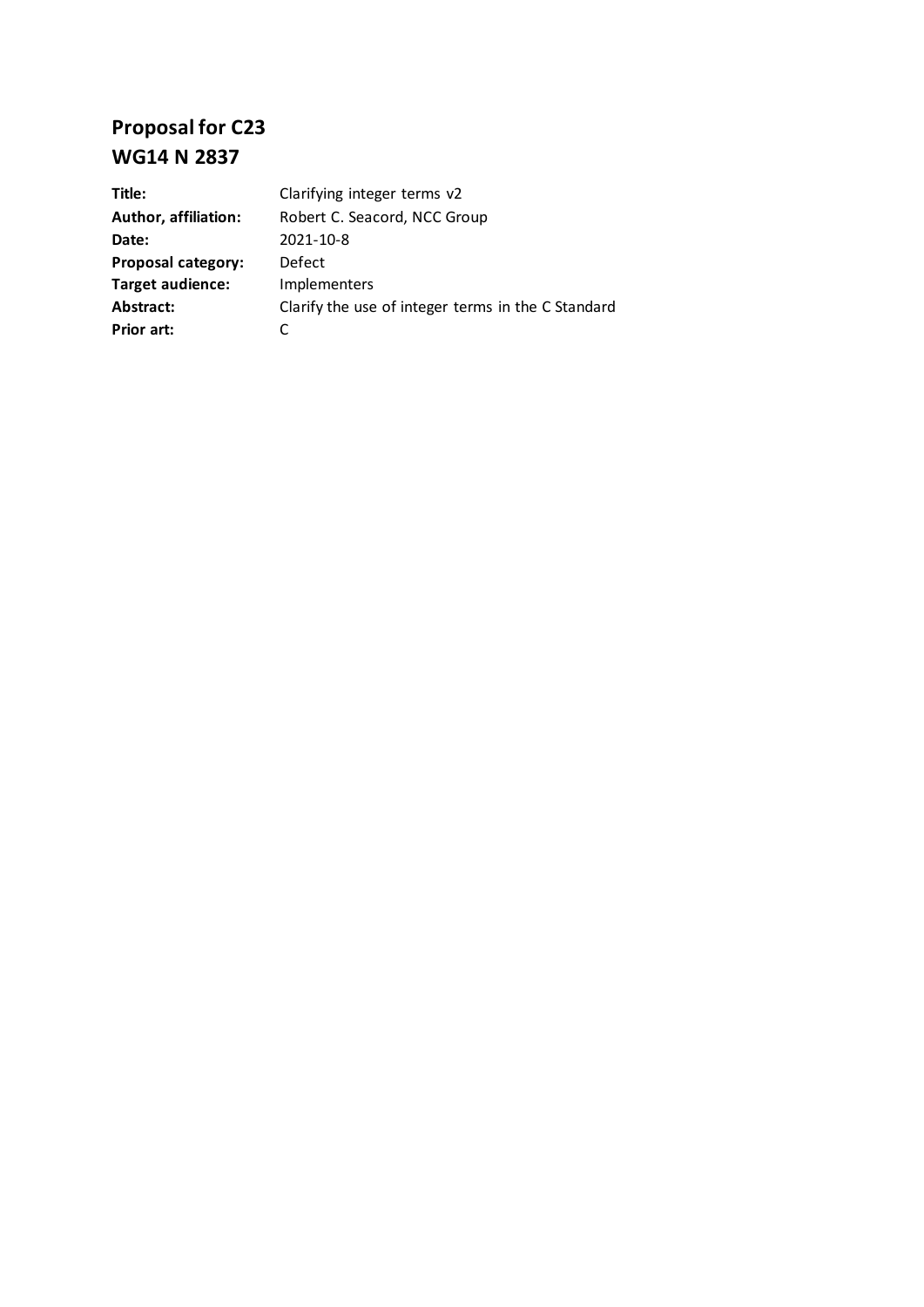# Proposal for C23
# WG14 N 2837

| | |
|---|---|
| **Title:** | Clarifying integer terms v2 |
| **Author, affiliation:** | Robert C. Seacord, NCC Group |
| **Date:** | 2021-10-8 |
| **Proposal category:** | Defect |
| **Target audience:** | Implementers |
| **Abstract:** | Clarify the use of integer terms in the C Standard |
| **Prior art:** | C |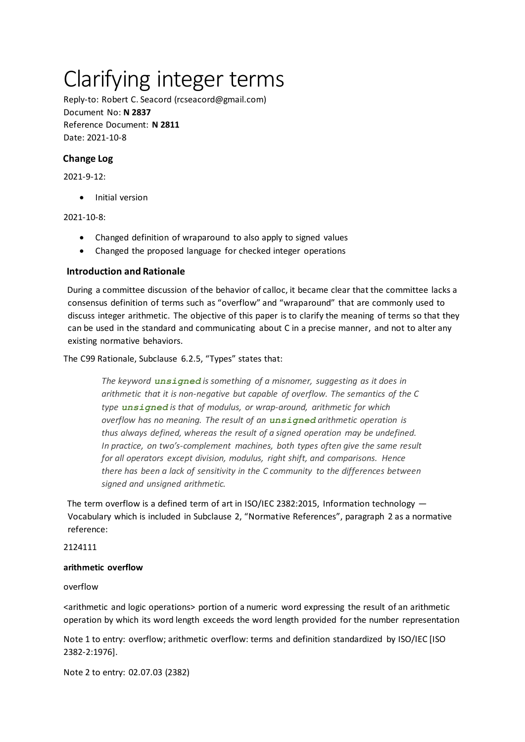# Clarifying integer terms

Reply-to: Robert C. Seacord (rcseacord@gmail.com)
Document No: **N 2837**
Reference Document: **N 2811**
Date: 2021-10-8

### Change Log

2021-9-12:

- Initial version

2021-10-8:

- Changed definition of wraparound to also apply to signed values
- Changed the proposed language for checked integer operations

### Introduction and Rationale

During a committee discussion of the behavior of calloc, it became clear that the committee lacks a consensus definition of terms such as "overflow" and "wraparound" that are commonly used to discuss integer arithmetic. The objective of this paper is to clarify the meaning of terms so that they can be used in the standard and communicating about C in a precise manner, and not to alter any existing normative behaviors.

The C99 Rationale, Subclause 6.2.5, "Types" states that:

> *The keyword* **`unsigned`** *is something of a misnomer, suggesting as it does in arithmetic that it is non-negative but capable of overflow. The semantics of the C type* **`unsigned`** *is that of modulus, or wrap-around, arithmetic for which overflow has no meaning. The result of an* **`unsigned`** *arithmetic operation is thus always defined, whereas the result of a signed operation may be undefined. In practice, on two's-complement machines, both types often give the same result for all operators except division, modulus, right shift, and comparisons. Hence there has been a lack of sensitivity in the C community to the differences between signed and unsigned arithmetic.*

The term overflow is a defined term of art in ISO/IEC 2382:2015, Information technology — Vocabulary which is included in Subclause 2, "Normative References", paragraph 2 as a normative reference:

2124111

**arithmetic overflow**

overflow

<arithmetic and logic operations> portion of a numeric word expressing the result of an arithmetic operation by which its word length exceeds the word length provided for the number representation

Note 1 to entry: overflow; arithmetic overflow: terms and definition standardized by ISO/IEC [ISO 2382-2:1976].

Note 2 to entry: 02.07.03 (2382)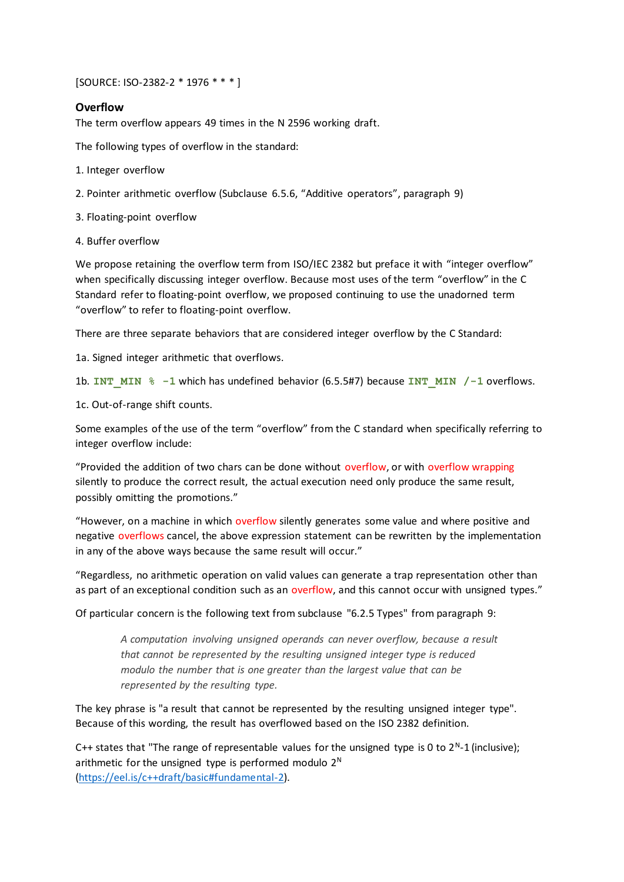[SOURCE: ISO-2382-2 * 1976 * * * ]

### Overflow

The term overflow appears 49 times in the N 2596 working draft.

The following types of overflow in the standard:

1. Integer overflow
2. Pointer arithmetic overflow (Subclause 6.5.6, "Additive operators", paragraph 9)
3. Floating-point overflow
4. Buffer overflow

We propose retaining the overflow term from ISO/IEC 2382 but preface it with "integer overflow" when specifically discussing integer overflow. Because most uses of the term "overflow" in the C Standard refer to floating-point overflow, we proposed continuing to use the unadorned term "overflow" to refer to floating-point overflow.

There are three separate behaviors that are considered integer overflow by the C Standard:

1a. Signed integer arithmetic that overflows.

1b. `INT_MIN % -1` which has undefined behavior (6.5.5#7) because `INT_MIN /-1` overflows.

1c. Out-of-range shift counts.

Some examples of the use of the term "overflow" from the C standard when specifically referring to integer overflow include:

"Provided the addition of two chars can be done without overflow, or with overflow wrapping silently to produce the correct result, the actual execution need only produce the same result, possibly omitting the promotions."

"However, on a machine in which overflow silently generates some value and where positive and negative overflows cancel, the above expression statement can be rewritten by the implementation in any of the above ways because the same result will occur."

"Regardless, no arithmetic operation on valid values can generate a trap representation other than as part of an exceptional condition such as an overflow, and this cannot occur with unsigned types."

Of particular concern is the following text from subclause "6.2.5 Types" from paragraph 9:

> *A computation involving unsigned operands can never overflow, because a result that cannot be represented by the resulting unsigned integer type is reduced modulo the number that is one greater than the largest value that can be represented by the resulting type.*

The key phrase is "a result that cannot be represented by the resulting unsigned integer type". Because of this wording, the result has overflowed based on the ISO 2382 definition.

C++ states that "The range of representable values for the unsigned type is 0 to $2^N$-1 (inclusive); arithmetic for the unsigned type is performed modulo $2^N$ (https://eel.is/c++draft/basic#fundamental-2).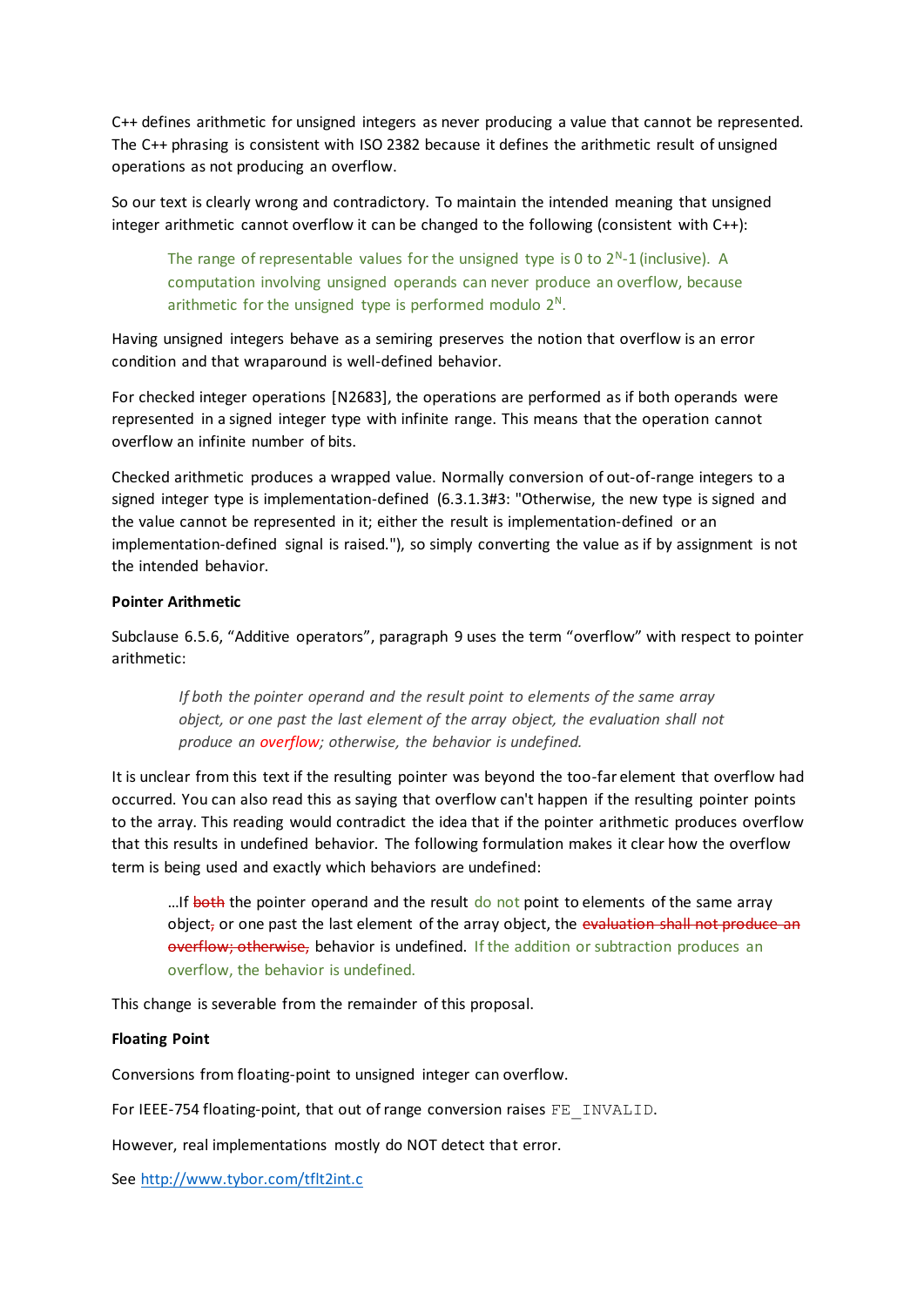C++ defines arithmetic for unsigned integers as never producing a value that cannot be represented. The C++ phrasing is consistent with ISO 2382 because it defines the arithmetic result of unsigned operations as not producing an overflow.

So our text is clearly wrong and contradictory. To maintain the intended meaning that unsigned integer arithmetic cannot overflow it can be changed to the following (consistent with C++):

> The range of representable values for the unsigned type is 0 to $2^N$-1 (inclusive). A computation involving unsigned operands can never produce an overflow, because arithmetic for the unsigned type is performed modulo $2^N$.

Having unsigned integers behave as a semiring preserves the notion that overflow is an error condition and that wraparound is well-defined behavior.

For checked integer operations [N2683], the operations are performed as if both operands were represented in a signed integer type with infinite range. This means that the operation cannot overflow an infinite number of bits.

Checked arithmetic produces a wrapped value. Normally conversion of out-of-range integers to a signed integer type is implementation-defined (6.3.1.3#3: "Otherwise, the new type is signed and the value cannot be represented in it; either the result is implementation-defined or an implementation-defined signal is raised."), so simply converting the value as if by assignment is not the intended behavior.

**Pointer Arithmetic**

Subclause 6.5.6, "Additive operators", paragraph 9 uses the term "overflow" with respect to pointer arithmetic:

> *If both the pointer operand and the result point to elements of the same array object, or one past the last element of the array object, the evaluation shall not produce an overflow; otherwise, the behavior is undefined.*

It is unclear from this text if the resulting pointer was beyond the too-far element that overflow had occurred. You can also read this as saying that overflow can't happen if the resulting pointer points to the array. This reading would contradict the idea that if the pointer arithmetic produces overflow that this results in undefined behavior. The following formulation makes it clear how the overflow term is being used and exactly which behaviors are undefined:

> …If ~~both~~ the pointer operand and the result do not point to elements of the same array object~~,~~ or one past the last element of the array object, the ~~evaluation shall not produce an overflow; otherwise,~~ behavior is undefined. If the addition or subtraction produces an overflow, the behavior is undefined.

This change is severable from the remainder of this proposal.

**Floating Point**

Conversions from floating-point to unsigned integer can overflow.

For IEEE-754 floating-point, that out of range conversion raises `FE_INVALID`.

However, real implementations mostly do NOT detect that error.

See http://www.tybor.com/tflt2int.c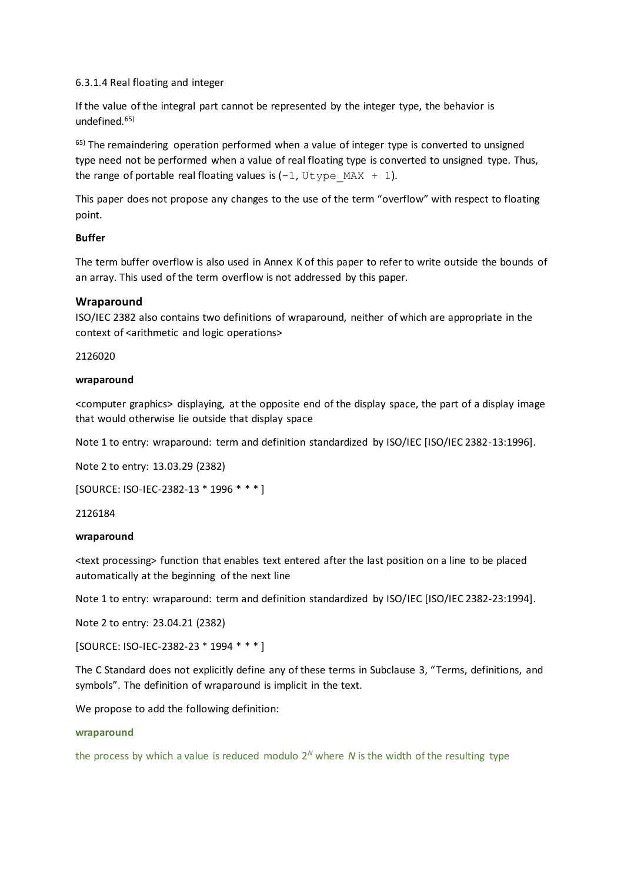6.3.1.4 Real floating and integer

If the value of the integral part cannot be represented by the integer type, the behavior is undefined.[65)]

[65)] The remaindering operation performed when a value of integer type is converted to unsigned type need not be performed when a value of real floating type is converted to unsigned type. Thus, the range of portable real floating values is (`-1`, `Utype_MAX + 1`).

This paper does not propose any changes to the use of the term "overflow" with respect to floating point.

**Buffer**

The term buffer overflow is also used in Annex K of this paper to refer to write outside the bounds of an array. This used of the term overflow is not addressed by this paper.

### Wraparound

ISO/IEC 2382 also contains two definitions of wraparound, neither of which are appropriate in the context of <arithmetic and logic operations>

2126020

**wraparound**

<computer graphics> displaying, at the opposite end of the display space, the part of a display image that would otherwise lie outside that display space

Note 1 to entry: wraparound: term and definition standardized by ISO/IEC [ISO/IEC 2382-13:1996].

Note 2 to entry: 13.03.29 (2382)

[SOURCE: ISO-IEC-2382-13 * 1996 * * * ]

2126184

**wraparound**

<text processing> function that enables text entered after the last position on a line to be placed automatically at the beginning of the next line

Note 1 to entry: wraparound: term and definition standardized by ISO/IEC [ISO/IEC 2382-23:1994].

Note 2 to entry: 23.04.21 (2382)

[SOURCE: ISO-IEC-2382-23 * 1994 * * * ]

The C Standard does not explicitly define any of these terms in Subclause 3, "Terms, definitions, and symbols". The definition of wraparound is implicit in the text.

We propose to add the following definition:

**wraparound**

the process by which a value is reduced modulo $2^N$ where $N$ is the width of the resulting type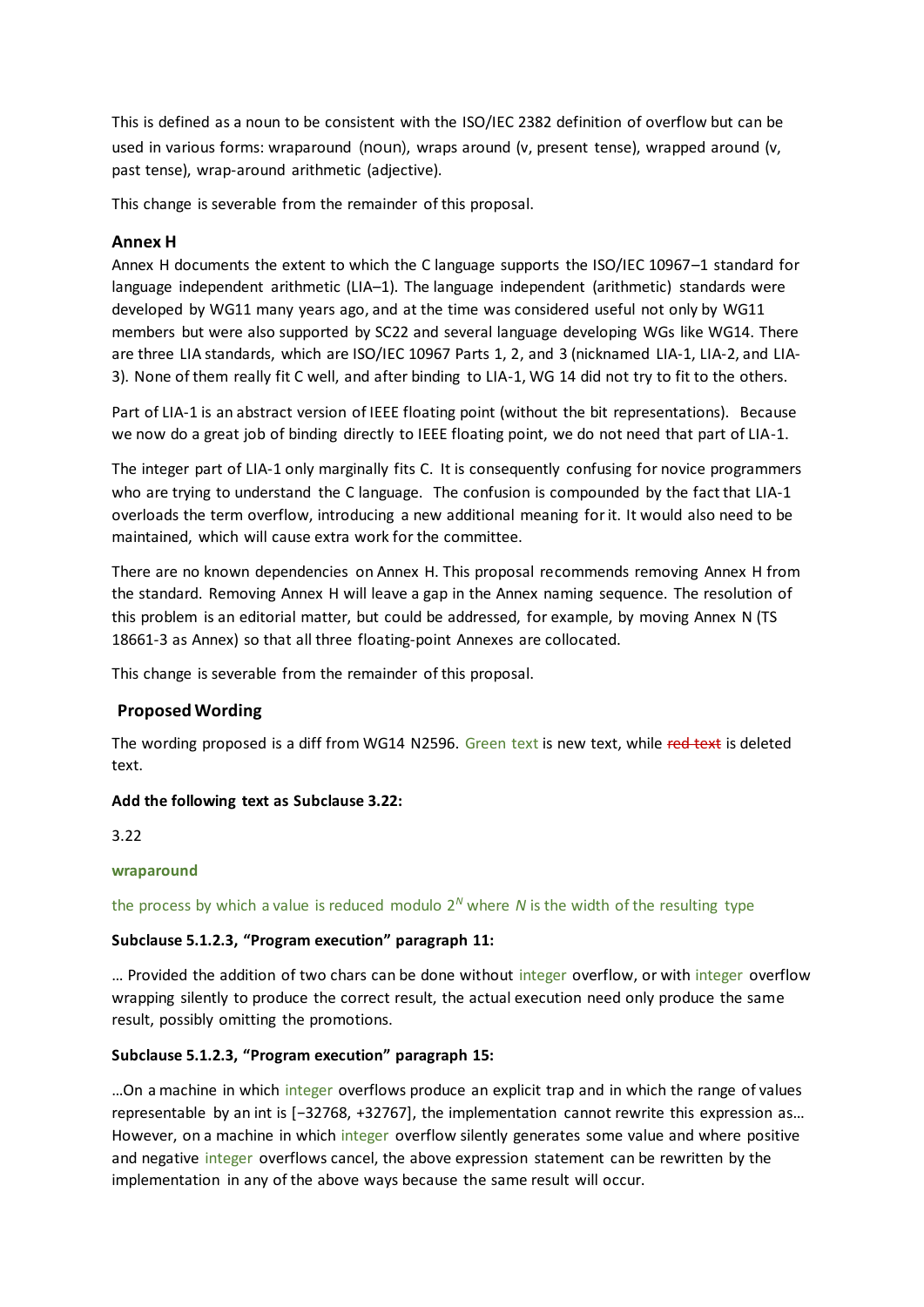This is defined as a noun to be consistent with the ISO/IEC 2382 definition of overflow but can be used in various forms: wraparound (noun), wraps around (v, present tense), wrapped around (v, past tense), wrap-around arithmetic (adjective).

This change is severable from the remainder of this proposal.

### Annex H

Annex H documents the extent to which the C language supports the ISO/IEC 10967–1 standard for language independent arithmetic (LIA–1). The language independent (arithmetic) standards were developed by WG11 many years ago, and at the time was considered useful not only by WG11 members but were also supported by SC22 and several language developing WGs like WG14. There are three LIA standards, which are ISO/IEC 10967 Parts 1, 2, and 3 (nicknamed LIA-1, LIA-2, and LIA-3). None of them really fit C well, and after binding to LIA-1, WG 14 did not try to fit to the others.

Part of LIA-1 is an abstract version of IEEE floating point (without the bit representations). Because we now do a great job of binding directly to IEEE floating point, we do not need that part of LIA-1.

The integer part of LIA-1 only marginally fits C. It is consequently confusing for novice programmers who are trying to understand the C language. The confusion is compounded by the fact that LIA-1 overloads the term overflow, introducing a new additional meaning for it. It would also need to be maintained, which will cause extra work for the committee.

There are no known dependencies on Annex H. This proposal recommends removing Annex H from the standard. Removing Annex H will leave a gap in the Annex naming sequence. The resolution of this problem is an editorial matter, but could be addressed, for example, by moving Annex N (TS 18661-3 as Annex) so that all three floating-point Annexes are collocated.

This change is severable from the remainder of this proposal.

## Proposed Wording

The wording proposed is a diff from WG14 N2596. Green text is new text, while ~~red text~~ is deleted text.

**Add the following text as Subclause 3.22:**

3.22

**wraparound**

the process by which a value is reduced modulo $2^N$ where $N$ is the width of the resulting type

**Subclause 5.1.2.3, “Program execution” paragraph 11:**

… Provided the addition of two chars can be done without integer overflow, or with integer overflow wrapping silently to produce the correct result, the actual execution need only produce the same result, possibly omitting the promotions.

**Subclause 5.1.2.3, “Program execution” paragraph 15:**

…On a machine in which integer overflows produce an explicit trap and in which the range of values representable by an int is [−32768, +32767], the implementation cannot rewrite this expression as… However, on a machine in which integer overflow silently generates some value and where positive and negative integer overflows cancel, the above expression statement can be rewritten by the implementation in any of the above ways because the same result will occur.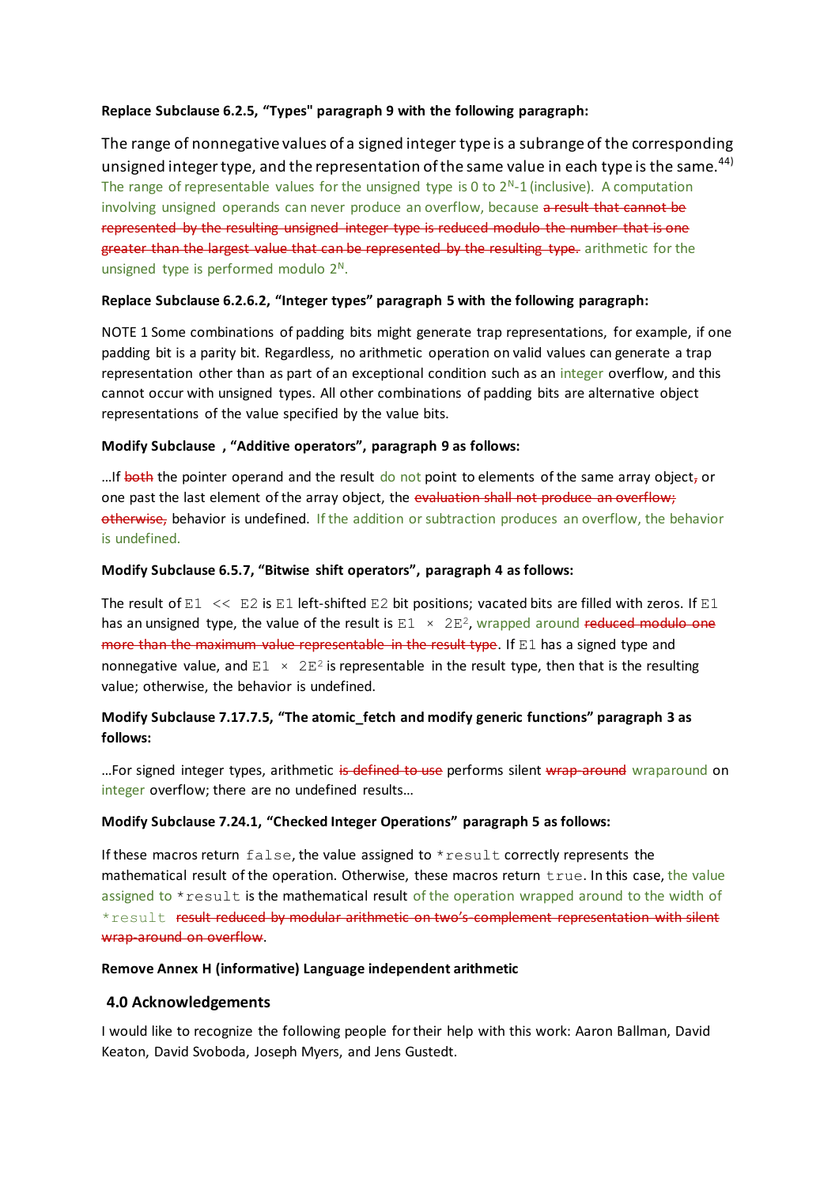**Replace Subclause 6.2.5, "Types" paragraph 9 with the following paragraph:**

The range of nonnegative values of a signed integer type is a subrange of the corresponding unsigned integer type, and the representation of the same value in each type is the same.[44] The range of representable values for the unsigned type is 0 to $2^N$-1 (inclusive). A computation involving unsigned operands can never produce an overflow, because ~~a result that cannot be represented by the resulting unsigned integer type is reduced modulo the number that is one greater than the largest value that can be represented by the resulting type.~~ arithmetic for the unsigned type is performed modulo $2^N$.

**Replace Subclause 6.2.6.2, "Integer types" paragraph 5 with the following paragraph:**

NOTE 1 Some combinations of padding bits might generate trap representations, for example, if one padding bit is a parity bit. Regardless, no arithmetic operation on valid values can generate a trap representation other than as part of an exceptional condition such as an integer overflow, and this cannot occur with unsigned types. All other combinations of padding bits are alternative object representations of the value specified by the value bits.

**Modify Subclause , "Additive operators", paragraph 9 as follows:**

…If ~~both~~ the pointer operand and the result do not point to elements of the same array object~~,~~ or one past the last element of the array object, the ~~evaluation shall not produce an overflow; otherwise,~~ behavior is undefined. If the addition or subtraction produces an overflow, the behavior is undefined.

**Modify Subclause 6.5.7, "Bitwise shift operators", paragraph 4 as follows:**

The result of `E1 << E2` is `E1` left-shifted `E2` bit positions; vacated bits are filled with zeros. If `E1` has an unsigned type, the value of the result is `E1` × `2E`², wrapped around ~~reduced modulo one more than the maximum value representable in the result type~~. If `E1` has a signed type and nonnegative value, and `E1` × `2E`² is representable in the result type, then that is the resulting value; otherwise, the behavior is undefined.

**Modify Subclause 7.17.7.5, "The atomic_fetch and modify generic functions" paragraph 3 as follows:**

…For signed integer types, arithmetic ~~is defined to use~~ performs silent ~~wrap-around~~ wraparound on integer overflow; there are no undefined results…

**Modify Subclause 7.24.1, "Checked Integer Operations" paragraph 5 as follows:**

If these macros return `false`, the value assigned to `*result` correctly represents the mathematical result of the operation. Otherwise, these macros return `true`. In this case, the value assigned to `*result` is the mathematical result of the operation wrapped around to the width of `*result` ~~result reduced by modular arithmetic on two's-complement representation with silent wrap-around on overflow~~.

**Remove Annex H (informative) Language independent arithmetic**

## 4.0 Acknowledgements

I would like to recognize the following people for their help with this work: Aaron Ballman, David Keaton, David Svoboda, Joseph Myers, and Jens Gustedt.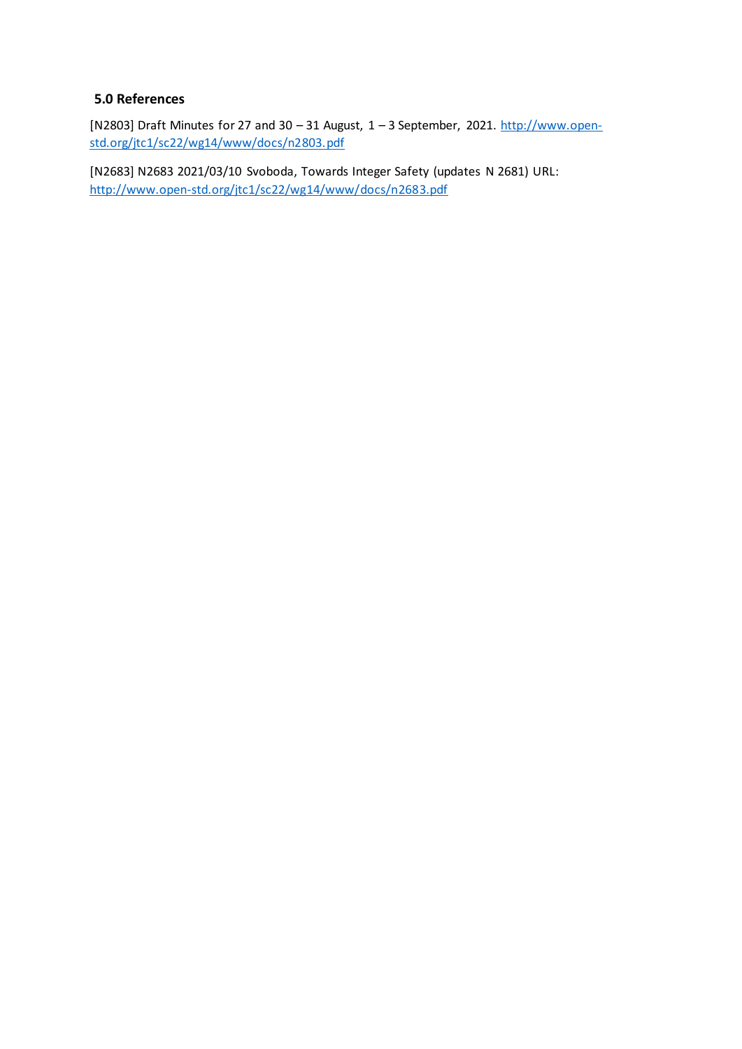## 5.0 References

[N2803] Draft Minutes for 27 and 30 – 31 August, 1 – 3 September, 2021. http://www.open-std.org/jtc1/sc22/wg14/www/docs/n2803.pdf

[N2683] N2683 2021/03/10 Svoboda, Towards Integer Safety (updates N 2681) URL: http://www.open-std.org/jtc1/sc22/wg14/www/docs/n2683.pdf